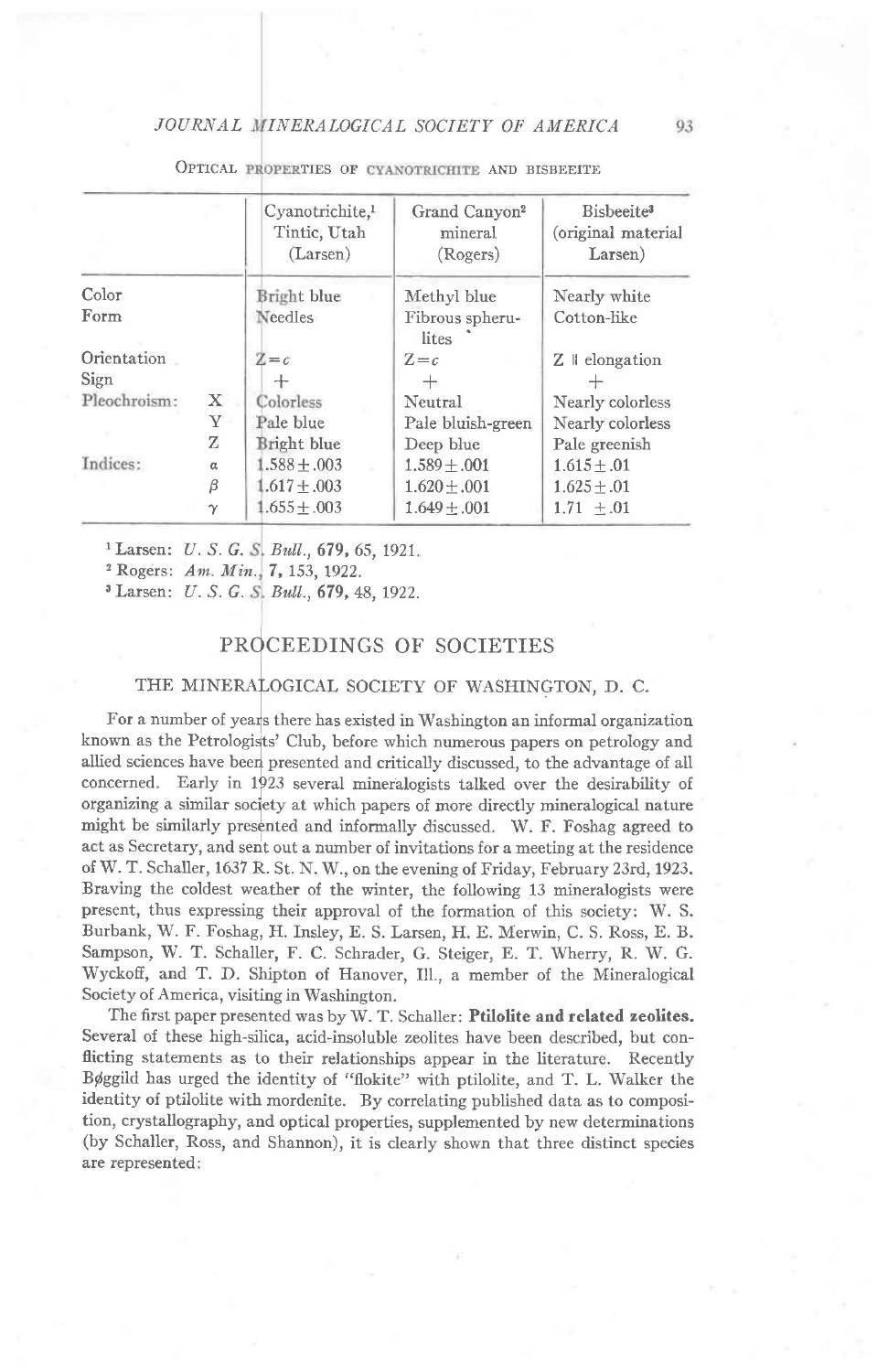OPTICAL PROPERTIES OF CYANOTRICHITE AND BISBEEITE

| | | Cyanotrichite,[1] Tintic, Utah (Larsen) | Grand Canyon[2] mineral (Rogers) | Bisbeeite[3] (original material Larsen) |
|---|---|---|---|---|
| Color | | Bright blue | Methyl blue | Nearly white |
| Form | | Needles | Fibrous spherulites | Cotton-like |
| Orientation | | $Z=c$ | $Z=c$ | Z ∥ elongation |
| Sign | | + | + | + |
| Pleochroism: | X | Colorless | Neutral | Nearly colorless |
| | Y | Pale blue | Pale bluish-green | Nearly colorless |
| | Z | Bright blue | Deep blue | Pale greenish |
| Indices: | $\alpha$ | 1.588±.003 | 1.589±.001 | 1.615±.01 |
| | $\beta$ | 1.617±.003 | 1.620±.001 | 1.625±.01 |
| | $\gamma$ | 1.655±.003 | 1.649±.001 | 1.71 ±.01 |

[1] Larsen: *U. S. G. S. Bull.*, **679**, 65, 1921.

[2] Rogers: *Am. Min.*, **7**, 153, 1922.

[3] Larsen: *U. S. G. S. Bull.*, **679**, 48, 1922.

## PROCEEDINGS OF SOCIETIES

### THE MINERALOGICAL SOCIETY OF WASHINGTON, D. C.

For a number of years there has existed in Washington an informal organization known as the Petrologists' Club, before which numerous papers on petrology and allied sciences have been presented and critically discussed, to the advantage of all concerned. Early in 1923 several mineralogists talked over the desirability of organizing a similar society at which papers of more directly mineralogical nature might be similarly presented and informally discussed. W. F. Foshag agreed to act as Secretary, and sent out a number of invitations for a meeting at the residence of W. T. Schaller, 1637 R. St. N. W., on the evening of Friday, February 23rd, 1923. Braving the coldest weather of the winter, the following 13 mineralogists were present, thus expressing their approval of the formation of this society: W. S. Burbank, W. F. Foshag, H. Insley, E. S. Larsen, H. E. Merwin, C. S. Ross, E. B. Sampson, W. T. Schaller, F. C. Schrader, G. Steiger, E. T. Wherry, R. W. G. Wyckoff, and T. D. Shipton of Hanover, Ill., a member of the Mineralogical Society of America, visiting in Washington.

The first paper presented was by W. T. Schaller: **Ptilolite and related zeolites.** Several of these high-silica, acid-insoluble zeolites have been described, but conflicting statements as to their relationships appear in the literature. Recently Bøggild has urged the identity of "flokite" with ptilolite, and T. L. Walker the identity of ptilolite with mordenite. By correlating published data as to composition, crystallography, and optical properties, supplemented by new determinations (by Schaller, Ross, and Shannon), it is clearly shown that three distinct species are represented: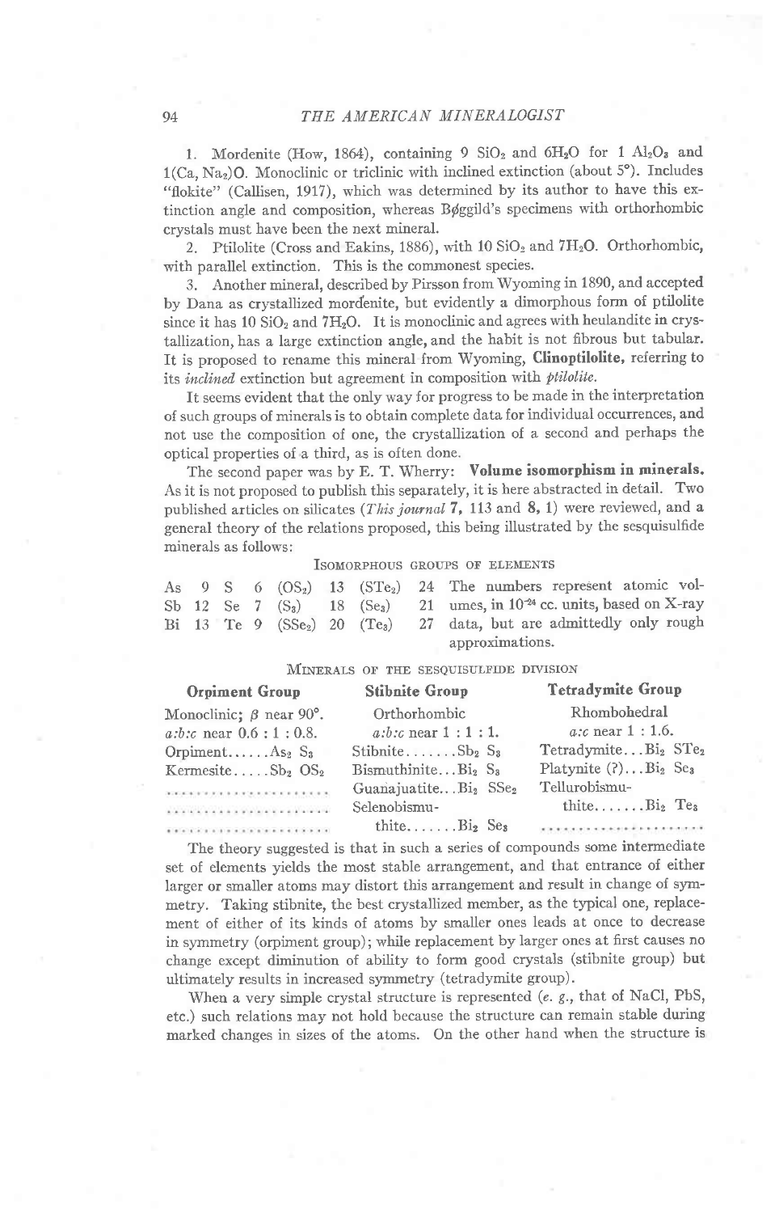1. Mordenite (How, 1864), containing 9 $SiO_2$ and $6H_2O$ for 1 $Al_2O_3$ and 1(Ca, $Na_2$)O. Monoclinic or triclinic with inclined extinction (about 5°). Includes "flokite" (Callisen, 1917), which was determined by its author to have this extinction angle and composition, whereas Bøggild's specimens with orthorhombic crystals must have been the next mineral.

2. Ptilolite (Cross and Eakins, 1886), with 10 $SiO_2$ and $7H_2O$. Orthorhombic, with parallel extinction. This is the commonest species.

3. Another mineral, described by Pirsson from Wyoming in 1890, and accepted by Dana as crystallized mordenite, but evidently a dimorphous form of ptilolite since it has 10 $SiO_2$ and $7H_2O$. It is monoclinic and agrees with heulandite in crystallization, has a large extinction angle, and the habit is not fibrous but tabular. It is proposed to rename this mineral from Wyoming, **Clinoptilolite,** referring to its *inclined* extinction but agreement in composition with *ptilolite.*

It seems evident that the only way for progress to be made in the interpretation of such groups of minerals is to obtain complete data for individual occurrences, and not use the composition of one, the crystallization of a second and perhaps the optical properties of a third, as is often done.

The second paper was by E. T. Wherry: **Volume isomorphism in minerals.** As it is not proposed to publish this separately, it is here abstracted in detail. Two published articles on silicates (*This journal* **7,** 113 and **8,** 1) were reviewed, and a general theory of the relations proposed, this being illustrated by the sesquisulfide minerals as follows:

ISOMORPHOUS GROUPS OF ELEMENTS

| | | | | | | | |
|---|---|---|---|---|---|---|---|
| As | 9 | S | 6 | ($OS_2$) | 13 | ($STe_2$) | 24 |
| Sb | 12 | Se | 7 | ($S_3$) | 18 | ($Se_3$) | 21 |
| Bi | 13 | Te | 9 | ($SSe_2$) | 20 | ($Te_3$) | 27 |

The numbers represent atomic volumes, in $10^{-24}$ cc. units, based on X-ray data, but are admittedly only rough approximations.

MINERALS OF THE SESQUISULFIDE DIVISION

| **Orpiment Group** | **Stibnite Group** | **Tetradymite Group** |
|---|---|---|
| Monoclinic; $\beta$ near 90°. | Orthorhombic | Rhombohedral |
| $a{:}b{:}c$ near 0.6 : 1 : 0.8. | $a{:}b{:}c$ near 1 : 1 : 1. | $a{:}c$ near 1 : 1.6. |
| Orpiment......$As_2$ $S_3$ | Stibnite.......$Sb_2$ $S_3$ | Tetradymite...$Bi_2$ $STe_2$ |
| Kermesite.....$Sb_2$ $OS_2$ | Bismuthinite...$Bi_2$ $S_3$ | Platynite (?)...$Bi_2$ $Se_3$ |
| .................... | Guanajuatite...$Bi_2$ $SSe_2$ | Tellurobismuthite.......$Bi_2$ $Te_3$ |
| .................... | Selenobismuthite.......$Bi_2$ $Se_3$ | .................... |

The theory suggested is that in such a series of compounds some intermediate set of elements yields the most stable arrangement, and that entrance of either larger or smaller atoms may distort this arrangement and result in change of symmetry. Taking stibnite, the best crystallized member, as the typical one, replacement of either of its kinds of atoms by smaller ones leads at once to decrease in symmetry (orpiment group); while replacement by larger ones at first causes no change except diminution of ability to form good crystals (stibnite group) but ultimately results in increased symmetry (tetradymite group).

When a very simple crystal structure is represented (*e. g.,* that of NaCl, PbS, etc.) such relations may not hold because the structure can remain stable during marked changes in sizes of the atoms. On the other hand when the structure is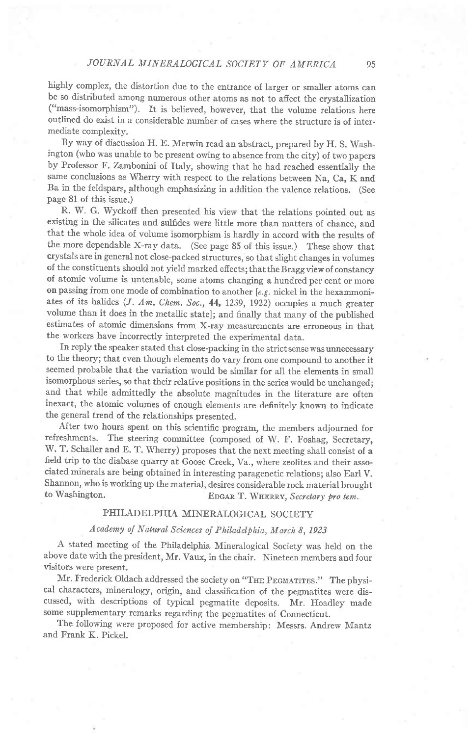highly complex, the distortion due to the entrance of larger or smaller atoms can be so distributed among numerous other atoms as not to affect the crystallization ("mass-isomorphism"). It is believed, however, that the volume relations here outlined do exist in a considerable number of cases where the structure is of intermediate complexity.

By way of discussion H. E. Merwin read an abstract, prepared by H. S. Washington (who was unable to be present owing to absence from the city) of two papers by Professor F. Zambonini of Italy, showing that he had reached essentially the same conclusions as Wherry with respect to the relations between Na, Ca, K and Ba in the feldspars, although emphasizing in addition the valence relations. (See page 81 of this issue.)

R. W. G. Wyckoff then presented his view that the relations pointed out as existing in the silicates and sulfides were little more than matters of chance, and that the whole idea of volume isomorphism is hardly in accord with the results of the more dependable X-ray data. (See page 85 of this issue.) These show that crystals are in general not close-packed structures, so that slight changes in volumes of the constituents should not yield marked effects; that the Bragg view of constancy of atomic volume is untenable, some atoms changing a hundred per cent or more on passing from one mode of combination to another [*e.g.* nickel in the hexammoniates of its halides (*J. Am. Chem. Soc.*, **44**, 1239, 1922) occupies a much greater volume than it does in the metallic state]; and finally that many of the published estimates of atomic dimensions from X-ray measurements are erroneous in that the workers have incorrectly interpreted the experimental data.

In reply the speaker stated that close-packing in the strict sense was unnecessary to the theory; that even though elements do vary from one compound to another it seemed probable that the variation would be similar for all the elements in small isomorphous series, so that their relative positions in the series would be unchanged; and that while admittedly the absolute magnitudes in the literature are often inexact, the atomic volumes of enough elements are definitely known to indicate the general trend of the relationships presented.

After two hours spent on this scientific program, the members adjourned for refreshments. The steering committee (composed of W. F. Foshag, Secretary, W. T. Schaller and E. T. Wherry) proposes that the next meeting shall consist of a field trip to the diabase quarry at Goose Creek, Va., where zeolites and their associated minerals are being obtained in interesting paragenetic relations; also Earl V. Shannon, who is working up the material, desires considerable rock material brought to Washington.

EDGAR T. WHERRY, *Secretary pro tem.*

## PHILADELPHIA MINERALOGICAL SOCIETY

*Academy of Natural Sciences of Philadelphia, March 8, 1923*

A stated meeting of the Philadelphia Mineralogical Society was held on the above date with the president, Mr. Vaux, in the chair. Nineteen members and four visitors were present.

Mr. Frederick Oldach addressed the society on "THE PEGMATITES." The physical characters, mineralogy, origin, and classification of the pegmatites were discussed, with descriptions of typical pegmatite deposits. Mr. Hoadley made some supplementary remarks regarding the pegmatites of Connecticut.

The following were proposed for active membership: Messrs. Andrew Mantz and Frank K. Pickel.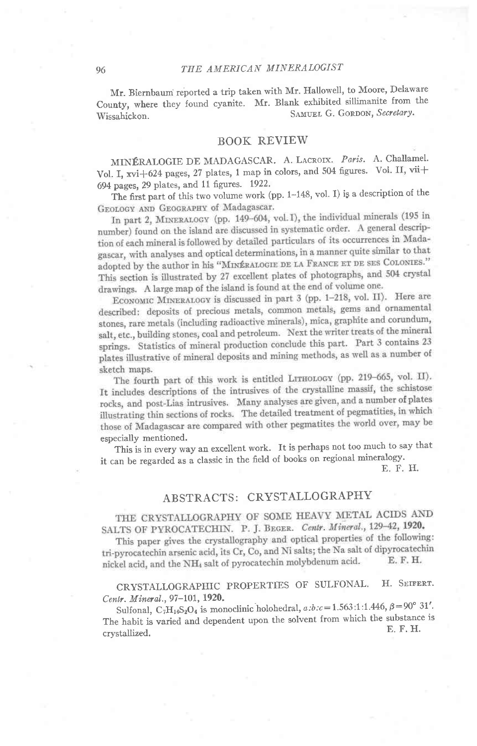Mr. Biernbaum reported a trip taken with Mr. Hallowell, to Moore, Delaware County, where they found cyanite. Mr. Blank exhibited sillimanite from the Wissahickon.

SAMUEL G. GORDON, *Secretary*.

## BOOK REVIEW

MINÉRALOGIE DE MADAGASCAR. A. LACROIX. *Paris*. A. Challamel. Vol. I, xvi+624 pages, 27 plates, 1 map in colors, and 504 figures. Vol. II, vii+694 pages, 29 plates, and 11 figures. 1922.

The first part of this two volume work (pp. 1–148, vol. I) is a description of the GEOLOGY AND GEOGRAPHY of Madagascar.

In part 2, MINERALOGY (pp. 149–604, vol. I), the individual minerals (195 in number) found on the island are discussed in systematic order. A general description of each mineral is followed by detailed particulars of its occurrences in Madagascar, with analyses and optical determinations, in a manner quite similar to that adopted by the author in his "MINÉRALOGIE DE LA FRANCE ET DE SES COLONIES." This section is illustrated by 27 excellent plates of photographs, and 504 crystal drawings. A large map of the island is found at the end of volume one.

ECONOMIC MINERALOGY is discussed in part 3 (pp. 1–218, vol. II). Here are described: deposits of precious metals, common metals, gems and ornamental stones, rare metals (including radioactive minerals), mica, graphite and corundum, salt, etc., building stones, coal and petroleum. Next the writer treats of the mineral springs. Statistics of mineral production conclude this part. Part 3 contains 23 plates illustrative of mineral deposits and mining methods, as well as a number of sketch maps.

The fourth part of this work is entitled LITHOLOGY (pp. 219–665, vol. II). It includes descriptions of the intrusives of the crystalline massif, the schistose rocks, and post-Lias intrusives. Many analyses are given, and a number of plates illustrating thin sections of rocks. The detailed treatment of pegmatities, in which those of Madagascar are compared with other pegmatites the world over, may be especially mentioned.

This is in every way an excellent work. It is perhaps not too much to say that it can be regarded as a classic in the field of books on regional mineralogy.

E. F. H.

## ABSTRACTS: CRYSTALLOGRAPHY

THE CRYSTALLOGRAPHY OF SOME HEAVY METAL ACIDS AND SALTS OF PYROCATECHIN. P. J. BEGER. *Centr. Mineral.*, 129–42, **1920.**

This paper gives the crystallography and optical properties of the following: tri-pyrocatechin arsenic acid, its Cr, Co, and Ni salts; the Na salt of dipyrocatechin nickel acid, and the $NH_4$ salt of pyrocatechin molybdenum acid.

E. F. H.

CRYSTALLOGRAPHIC PROPERTIES OF SULFONAL. H. SEIFERT. *Centr. Mineral.*, 97–101, **1920.**

Sulfonal, $C_7H_{16}S_2O_4$ is monoclinic holohedral, $a:b:c = 1.563:1:1.446$, $\beta = 90° 31'$. The habit is varied and dependent upon the solvent from which the substance is crystallized.

E. F. H.